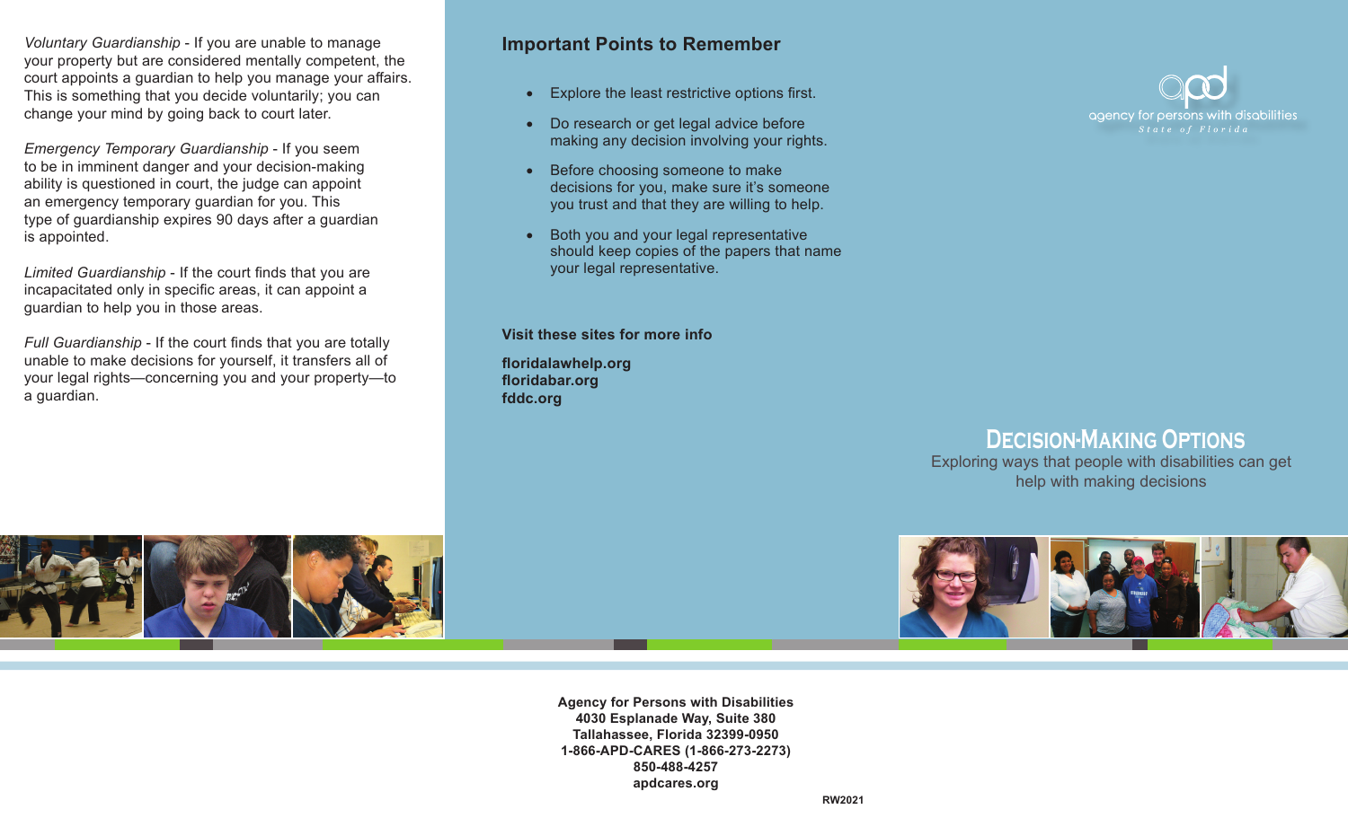*Voluntary Guardianship* - If you are unable to manage your property but are considered mentally competent, the court appoints a guardian to help you manage your affairs. This is something that you decide voluntarily; you can change your mind by going back to court later.

*Emergency Temporary Guardianship* - If you seem to be in imminent danger and your decision-making ability is questioned in court, the judge can appoint an emergency temporary guardian for you. This type of guardianship expires 90 days after a guardian is appointed.

*Limited Guardianship* - If the court finds that you are incapacitated only in specific areas, it can appoint a guardian to help you in those areas.

*Full Guardianship* - If the court finds that you are totally unable to make decisions for yourself, it transfers all of your legal rights—concerning you and your property—to a guardian.

## Important Points to Remember

- Explore the least restrictive options first.
- Do research or get legal advice before making any decision involving your rights.
- Before choosing someone to make decisions for you, make sure it's someone you trust and that they are willing to help.
- Both you and your legal representative should keep copies of the papers that name your legal representative.

**Visit these sites for more info**

**floridalawhelp.org**
**floridabar.org**
**fddc.org**

**Agency for Persons with Disabilities**
**4030 Esplanade Way, Suite 380**
**Tallahassee, Florida 32399-0950**
**1-866-APD-CARES (1-866-273-2273)**
**850-488-4257**
**apdcares.org**

**RW2021**

apd
agency for persons with disabilities
State of Florida

# Decision-Making Options

Exploring ways that people with disabilities can get help with making decisions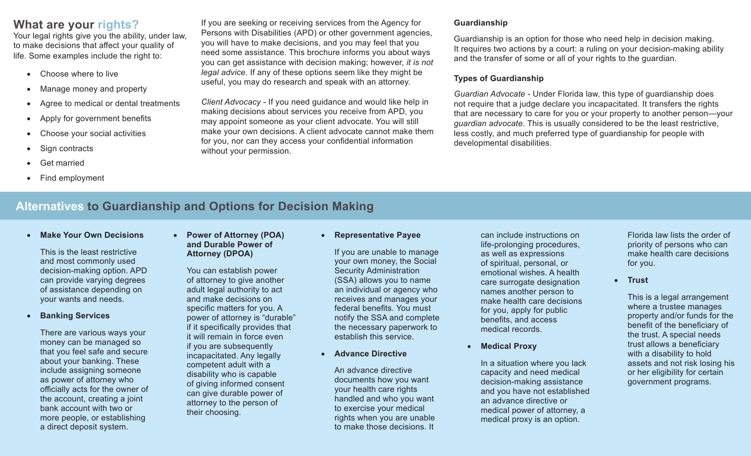## What are your rights?

Your legal rights give you the ability, under law, to make decisions that affect your quality of life. Some examples include the right to:

- Choose where to live
- Manage money and property
- Agree to medical or dental treatments
- Apply for government benefits
- Choose your social activities
- Sign contracts
- Get married
- Find employment

If you are seeking or receiving services from the Agency for Persons with Disabilities (APD) or other government agencies, you will have to make decisions, and you may feel that you need some assistance. This brochure informs you about ways you can get assistance with decision making; however, *it is not legal advice*. If any of these options seem like they might be useful, you may do research and speak with an attorney.

*Client Advocacy* - If you need guidance and would like help in making decisions about services you receive from APD, you may appoint someone as your client advocate. You will still make your own decisions. A client advocate cannot make them for you, nor can they access your confidential information without your permission.

**Guardianship**

Guardianship is an option for those who need help in decision making. It requires two actions by a court: a ruling on your decision-making ability and the transfer of some or all of your rights to the guardian.

**Types of Guardianship**

*Guardian Advocate* - Under Florida law, this type of guardianship does not require that a judge declare you incapacitated. It transfers the rights that are necessary to care for you or your property to another person—your *guardian advocate*. This is usually considered to be the least restrictive, less costly, and much preferred type of guardianship for people with developmental disabilities.

## Alternatives to Guardianship and Options for Decision Making

- **Make Your Own Decisions**

  This is the least restrictive and most commonly used decision-making option. APD can provide varying degrees of assistance depending on your wants and needs.

- **Banking Services**

  There are various ways your money can be managed so that you feel safe and secure about your banking. These include assigning someone as power of attorney who officially acts for the owner of the account, creating a joint bank account with two or more people, or establishing a direct deposit system.

- **Power of Attorney (POA) and Durable Power of Attorney (DPOA)**

  You can establish power of attorney to give another adult legal authority to act and make decisions on specific matters for you. A power of attorney is "durable" if it specifically provides that it will remain in force even if you are subsequently incapacitated. Any legally competent adult with a disability who is capable of giving informed consent can give durable power of attorney to the person of their choosing.

- **Representative Payee**

  If you are unable to manage your own money, the Social Security Administration (SSA) allows you to name an individual or agency who receives and manages your federal benefits. You must notify the SSA and complete the necessary paperwork to establish this service.

- **Advance Directive**

  An advance directive documents how you want your health care rights handled and who you want to exercise your medical rights when you are unable to make those decisions. It can include instructions on life-prolonging procedures, as well as expressions of spiritual, personal, or emotional wishes. A health care surrogate designation names another person to make health care decisions for you, apply for public benefits, and access medical records.

- **Medical Proxy**

  In a situation where you lack capacity and need medical decision-making assistance and you have not established an advance directive or medical power of attorney, a medical proxy is an option. Florida law lists the order of priority of persons who can make health care decisions for you.

- **Trust**

  This is a legal arrangement where a trustee manages property and/or funds for the benefit of the beneficiary of the trust. A special needs trust allows a beneficiary with a disability to hold assets and not risk losing his or her eligibility for certain government programs.